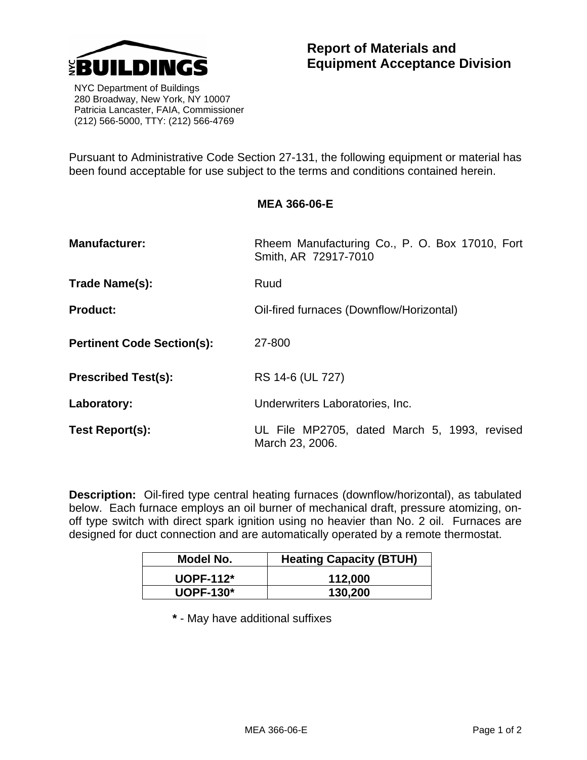NYC BUILDINGS

NYC Department of Buildings
280 Broadway, New York, NY 10007
Patricia Lancaster, FAIA, Commissioner
(212) 566-5000, TTY: (212) 566-4769

# Report of Materials and Equipment Acceptance Division

Pursuant to Administrative Code Section 27-131, the following equipment or material has been found acceptable for use subject to the terms and conditions contained herein.

## MEA 366-06-E

**Manufacturer:** Rheem Manufacturing Co., P. O. Box 17010, Fort Smith, AR 72917-7010

**Trade Name(s):** Ruud

**Product:** Oil-fired furnaces (Downflow/Horizontal)

**Pertinent Code Section(s):** 27-800

**Prescribed Test(s):** RS 14-6 (UL 727)

**Laboratory:** Underwriters Laboratories, Inc.

**Test Report(s):** UL File MP2705, dated March 5, 1993, revised March 23, 2006.

**Description:** Oil-fired type central heating furnaces (downflow/horizontal), as tabulated below. Each furnace employs an oil burner of mechanical draft, pressure atomizing, on-off type switch with direct spark ignition using no heavier than No. 2 oil. Furnaces are designed for duct connection and are automatically operated by a remote thermostat.

| Model No. | Heating Capacity (BTUH) |
|---|---|
| UOPF-112* | 112,000 |
| UOPF-130* | 130,200 |

**\*** - May have additional suffixes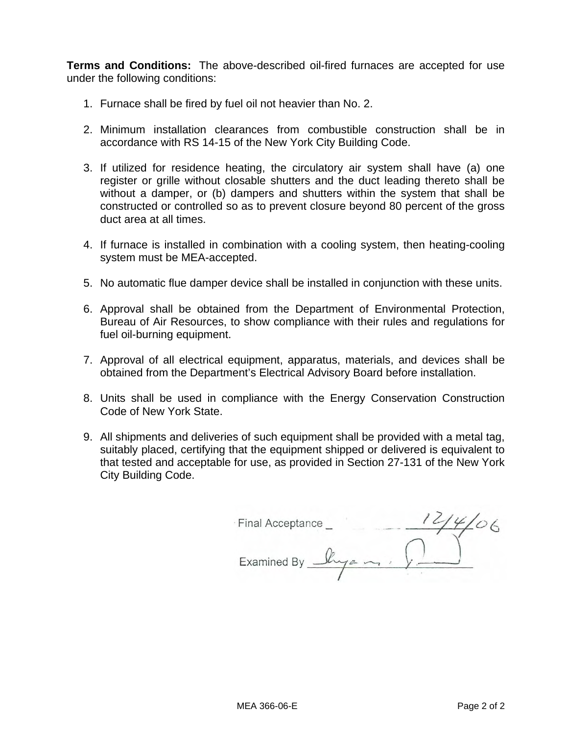**Terms and Conditions:** The above-described oil-fired furnaces are accepted for use under the following conditions:

1. Furnace shall be fired by fuel oil not heavier than No. 2.

2. Minimum installation clearances from combustible construction shall be in accordance with RS 14-15 of the New York City Building Code.

3. If utilized for residence heating, the circulatory air system shall have (a) one register or grille without closable shutters and the duct leading thereto shall be without a damper, or (b) dampers and shutters within the system that shall be constructed or controlled so as to prevent closure beyond 80 percent of the gross duct area at all times.

4. If furnace is installed in combination with a cooling system, then heating-cooling system must be MEA-accepted.

5. No automatic flue damper device shall be installed in conjunction with these units.

6. Approval shall be obtained from the Department of Environmental Protection, Bureau of Air Resources, to show compliance with their rules and regulations for fuel oil-burning equipment.

7. Approval of all electrical equipment, apparatus, materials, and devices shall be obtained from the Department's Electrical Advisory Board before installation.

8. Units shall be used in compliance with the Energy Conservation Construction Code of New York State.

9. All shipments and deliveries of such equipment shall be provided with a metal tag, suitably placed, certifying that the equipment shipped or delivered is equivalent to that tested and acceptable for use, as provided in Section 27-131 of the New York City Building Code.

Final Acceptance 12/4/06

Examined By [signature]

MEA 366-06-E